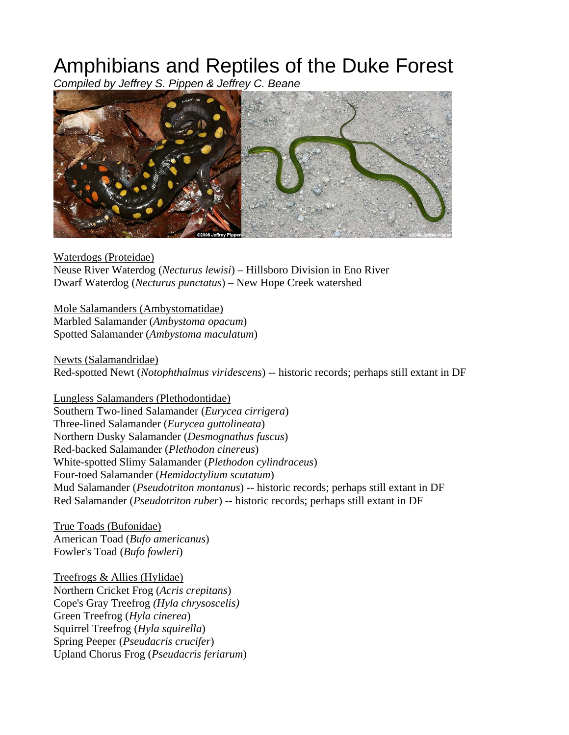# Amphibians and Reptiles of the Duke Forest

*Compiled by Jeffrey S. Pippen & Jeffrey C. Beane*

Waterdogs (Proteidae)
Neuse River Waterdog (*Necturus lewisi*) – Hillsboro Division in Eno River
Dwarf Waterdog (*Necturus punctatus*) – New Hope Creek watershed

Mole Salamanders (Ambystomatidae)
Marbled Salamander (*Ambystoma opacum*)
Spotted Salamander (*Ambystoma maculatum*)

Newts (Salamandridae)
Red-spotted Newt (*Notophthalmus viridescens*) -- historic records; perhaps still extant in DF

Lungless Salamanders (Plethodontidae)
Southern Two-lined Salamander (*Eurycea cirrigera*)
Three-lined Salamander (*Eurycea guttolineata*)
Northern Dusky Salamander (*Desmognathus fuscus*)
Red-backed Salamander (*Plethodon cinereus*)
White-spotted Slimy Salamander (*Plethodon cylindraceus*)
Four-toed Salamander (*Hemidactylium scutatum*)
Mud Salamander (*Pseudotriton montanus*) -- historic records; perhaps still extant in DF
Red Salamander (*Pseudotriton ruber*) -- historic records; perhaps still extant in DF

True Toads (Bufonidae)
American Toad (*Bufo americanus*)
Fowler's Toad (*Bufo fowleri*)

Treefrogs & Allies (Hylidae)
Northern Cricket Frog (*Acris crepitans*)
Cope's Gray Treefrog *(Hyla chrysoscelis)*
Green Treefrog (*Hyla cinerea*)
Squirrel Treefrog (*Hyla squirella*)
Spring Peeper (*Pseudacris crucifer*)
Upland Chorus Frog (*Pseudacris feriarum*)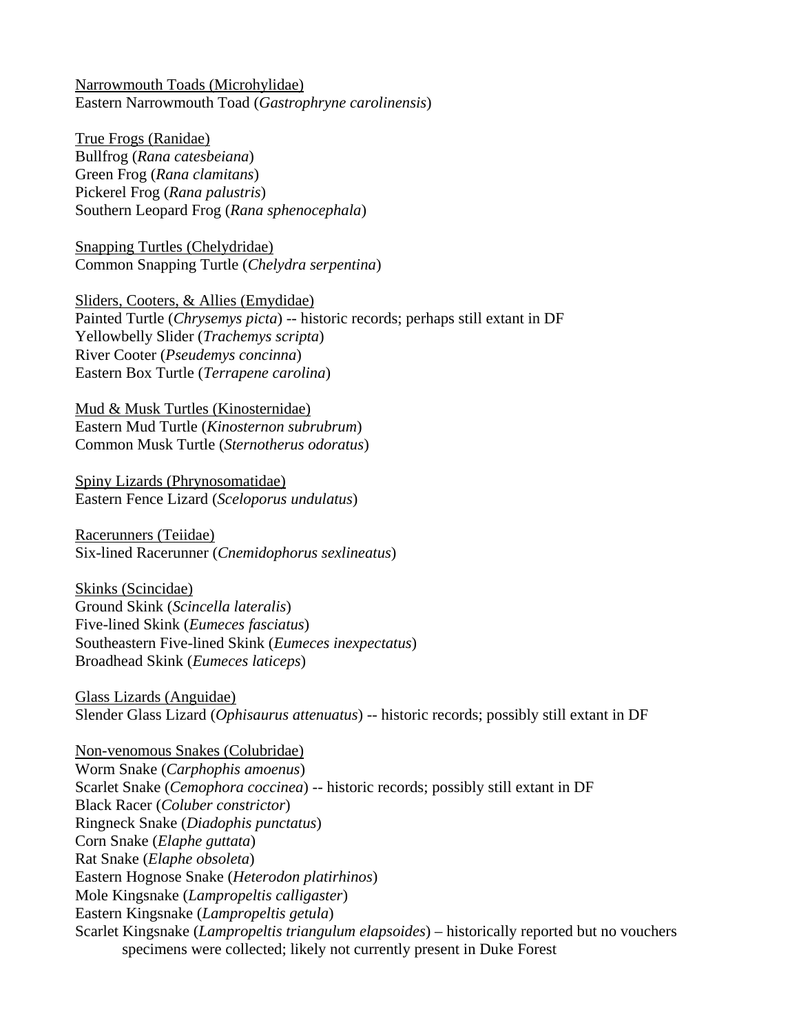Narrowmouth Toads (Microhylidae)
Eastern Narrowmouth Toad (*Gastrophryne carolinensis*)

True Frogs (Ranidae)
Bullfrog (*Rana catesbeiana*)
Green Frog (*Rana clamitans*)
Pickerel Frog (*Rana palustris*)
Southern Leopard Frog (*Rana sphenocephala*)

Snapping Turtles (Chelydridae)
Common Snapping Turtle (*Chelydra serpentina*)

Sliders, Cooters, & Allies (Emydidae)
Painted Turtle (*Chrysemys picta*) -- historic records; perhaps still extant in DF
Yellowbelly Slider (*Trachemys scripta*)
River Cooter (*Pseudemys concinna*)
Eastern Box Turtle (*Terrapene carolina*)

Mud & Musk Turtles (Kinosternidae)
Eastern Mud Turtle (*Kinosternon subrubrum*)
Common Musk Turtle (*Sternotherus odoratus*)

Spiny Lizards (Phrynosomatidae)
Eastern Fence Lizard (*Sceloporus undulatus*)

Racerunners (Teiidae)
Six-lined Racerunner (*Cnemidophorus sexlineatus*)

Skinks (Scincidae)
Ground Skink (*Scincella lateralis*)
Five-lined Skink (*Eumeces fasciatus*)
Southeastern Five-lined Skink (*Eumeces inexpectatus*)
Broadhead Skink (*Eumeces laticeps*)

Glass Lizards (Anguidae)
Slender Glass Lizard (*Ophisaurus attenuatus*) -- historic records; possibly still extant in DF

Non-venomous Snakes (Colubridae)
Worm Snake (*Carphophis amoenus*)
Scarlet Snake (*Cemophora coccinea*) -- historic records; possibly still extant in DF
Black Racer (*Coluber constrictor*)
Ringneck Snake (*Diadophis punctatus*)
Corn Snake (*Elaphe guttata*)
Rat Snake (*Elaphe obsoleta*)
Eastern Hognose Snake (*Heterodon platirhinos*)
Mole Kingsnake (*Lampropeltis calligaster*)
Eastern Kingsnake (*Lampropeltis getula*)
Scarlet Kingsnake (*Lampropeltis triangulum elapsoides*) – historically reported but no vouchers specimens were collected; likely not currently present in Duke Forest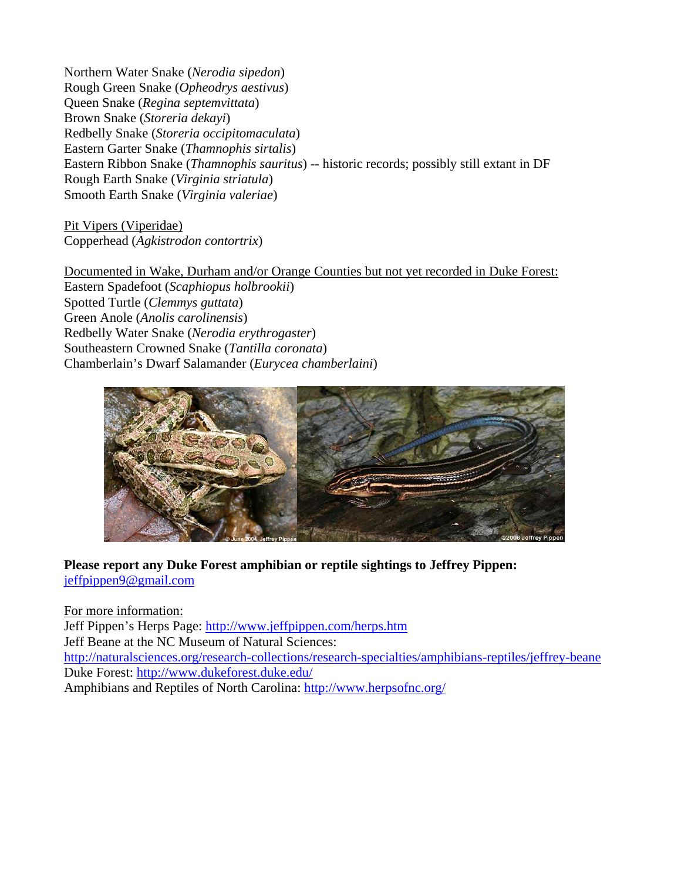Northern Water Snake (*Nerodia sipedon*)
Rough Green Snake (*Opheodrys aestivus*)
Queen Snake (*Regina septemvittata*)
Brown Snake (*Storeria dekayi*)
Redbelly Snake (*Storeria occipitomaculata*)
Eastern Garter Snake (*Thamnophis sirtalis*)
Eastern Ribbon Snake (*Thamnophis sauritus*) -- historic records; possibly still extant in DF
Rough Earth Snake (*Virginia striatula*)
Smooth Earth Snake (*Virginia valeriae*)

<u>Pit Vipers (Viperidae)</u>
Copperhead (*Agkistrodon contortrix*)

<u>Documented in Wake, Durham and/or Orange Counties but not yet recorded in Duke Forest:</u>
Eastern Spadefoot (*Scaphiopus holbrookii*)
Spotted Turtle (*Clemmys guttata*)
Green Anole (*Anolis carolinensis*)
Redbelly Water Snake (*Nerodia erythrogaster*)
Southeastern Crowned Snake (*Tantilla coronata*)
Chamberlain's Dwarf Salamander (*Eurycea chamberlaini*)

**Please report any Duke Forest amphibian or reptile sightings to Jeffrey Pippen:**
jeffpippen9@gmail.com

<u>For more information:</u>
Jeff Pippen's Herps Page: http://www.jeffpippen.com/herps.htm
Jeff Beane at the NC Museum of Natural Sciences:
http://naturalsciences.org/research-collections/research-specialties/amphibians-reptiles/jeffrey-beane
Duke Forest: http://www.dukeforest.duke.edu/
Amphibians and Reptiles of North Carolina: http://www.herpsofnc.org/